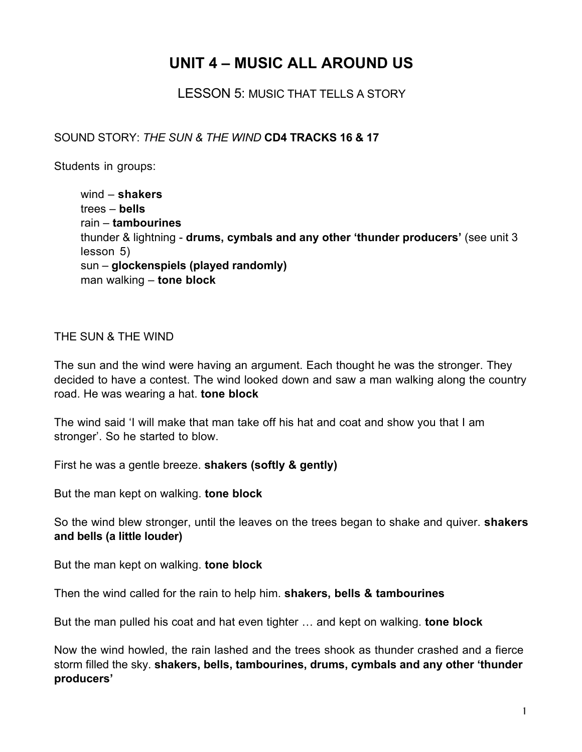# UNIT 4 – MUSIC ALL AROUND US

## LESSON 5: MUSIC THAT TELLS A STORY

SOUND STORY: *THE SUN & THE WIND* **CD4 TRACKS 16 & 17**

Students in groups:

> wind – **shakers**
> trees – **bells**
> rain – **tambourines**
> thunder & lightning - **drums, cymbals and any other 'thunder producers'** (see unit 3 lesson 5)
> sun – **glockenspiels (played randomly)**
> man walking – **tone block**

THE SUN & THE WIND

The sun and the wind were having an argument. Each thought he was the stronger. They decided to have a contest. The wind looked down and saw a man walking along the country road. He was wearing a hat. **tone block**

The wind said 'I will make that man take off his hat and coat and show you that I am stronger'. So he started to blow.

First he was a gentle breeze. **shakers (softly & gently)**

But the man kept on walking. **tone block**

So the wind blew stronger, until the leaves on the trees began to shake and quiver. **shakers and bells (a little louder)**

But the man kept on walking. **tone block**

Then the wind called for the rain to help him. **shakers, bells & tambourines**

But the man pulled his coat and hat even tighter … and kept on walking. **tone block**

Now the wind howled, the rain lashed and the trees shook as thunder crashed and a fierce storm filled the sky. **shakers, bells, tambourines, drums, cymbals and any other 'thunder producers'**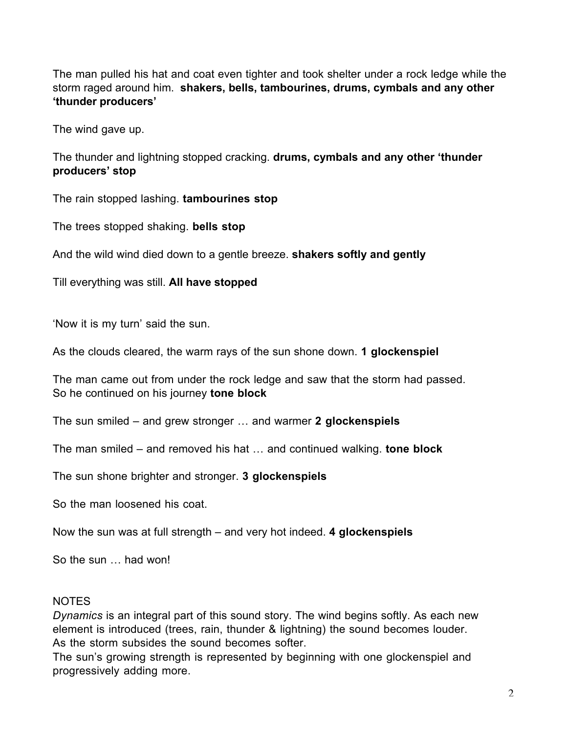The man pulled his hat and coat even tighter and took shelter under a rock ledge while the storm raged around him. **shakers, bells, tambourines, drums, cymbals and any other 'thunder producers'**

The wind gave up.

The thunder and lightning stopped cracking. **drums, cymbals and any other 'thunder producers' stop**

The rain stopped lashing. **tambourines stop**

The trees stopped shaking. **bells stop**

And the wild wind died down to a gentle breeze. **shakers softly and gently**

Till everything was still. **All have stopped**

'Now it is my turn' said the sun.

As the clouds cleared, the warm rays of the sun shone down. **1 glockenspiel**

The man came out from under the rock ledge and saw that the storm had passed.
So he continued on his journey **tone block**

The sun smiled – and grew stronger … and warmer **2 glockenspiels**

The man smiled – and removed his hat … and continued walking. **tone block**

The sun shone brighter and stronger. **3 glockenspiels**

So the man loosened his coat.

Now the sun was at full strength – and very hot indeed. **4 glockenspiels**

So the sun … had won!

NOTES
*Dynamics* is an integral part of this sound story. The wind begins softly. As each new element is introduced (trees, rain, thunder & lightning) the sound becomes louder.
As the storm subsides the sound becomes softer.
The sun's growing strength is represented by beginning with one glockenspiel and progressively adding more.